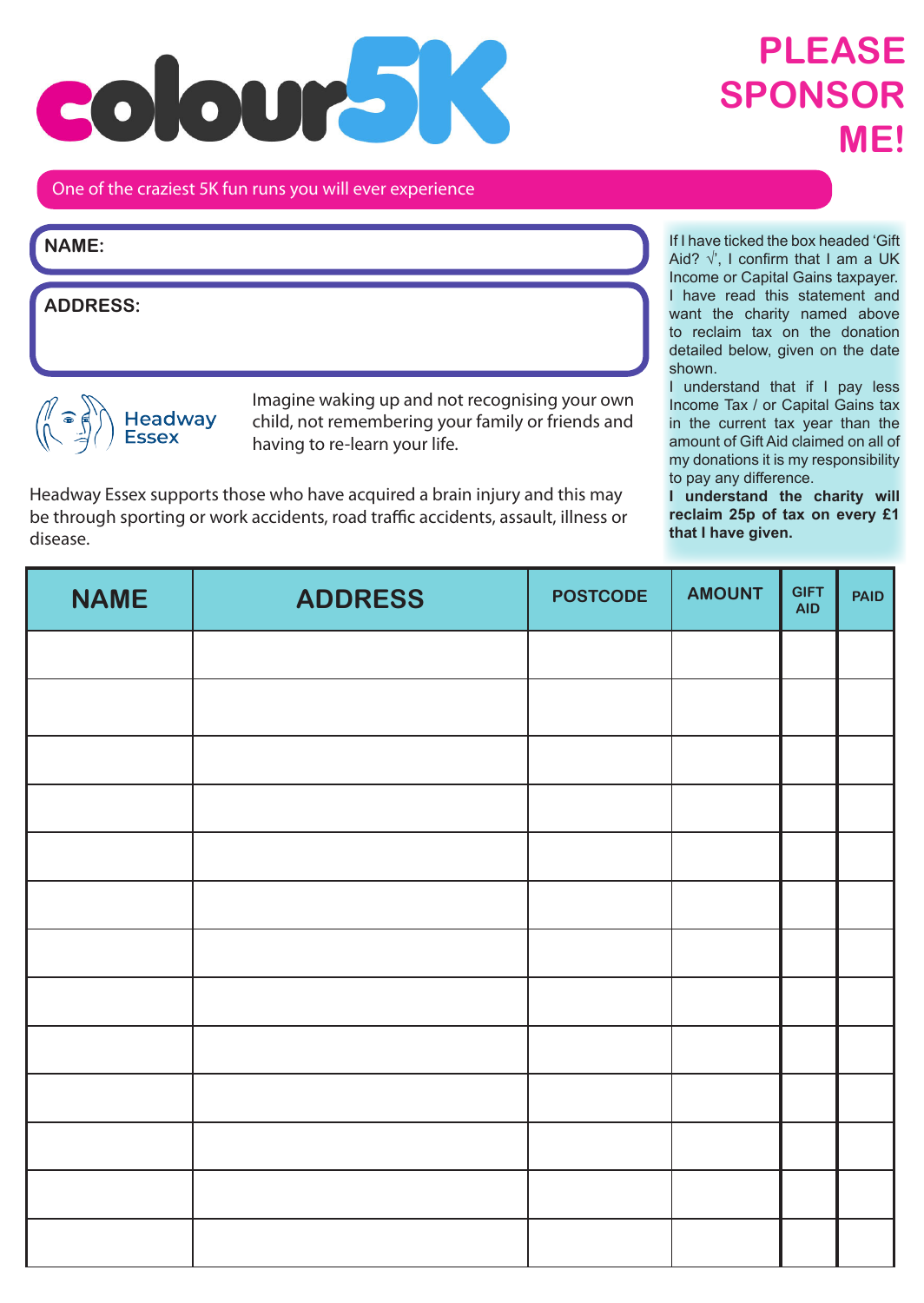# colour5K

# PLEASE SPONSOR ME!

One of the craziest 5K fun runs you will ever experience

**NAME:**

**ADDRESS:**

Headway Essex

Imagine waking up and not recognising your own child, not remembering your family or friends and having to re-learn your life.

Headway Essex supports those who have acquired a brain injury and this may be through sporting or work accidents, road traffic accidents, assault, illness or disease.

If I have ticked the box headed 'Gift Aid? √', I confirm that I am a UK Income or Capital Gains taxpayer. I have read this statement and want the charity named above to reclaim tax on the donation detailed below, given on the date shown.

I understand that if I pay less Income Tax / or Capital Gains tax in the current tax year than the amount of Gift Aid claimed on all of my donations it is my responsibility to pay any difference.

**I understand the charity will reclaim 25p of tax on every £1 that I have given.**

| NAME | ADDRESS | POSTCODE | AMOUNT | GIFT AID | PAID |
|---|---|---|---|---|---|
| | | | | | |
| | | | | | |
| | | | | | |
| | | | | | |
| | | | | | |
| | | | | | |
| | | | | | |
| | | | | | |
| | | | | | |
| | | | | | |
| | | | | | |
| | | | | | |
| | | | | | |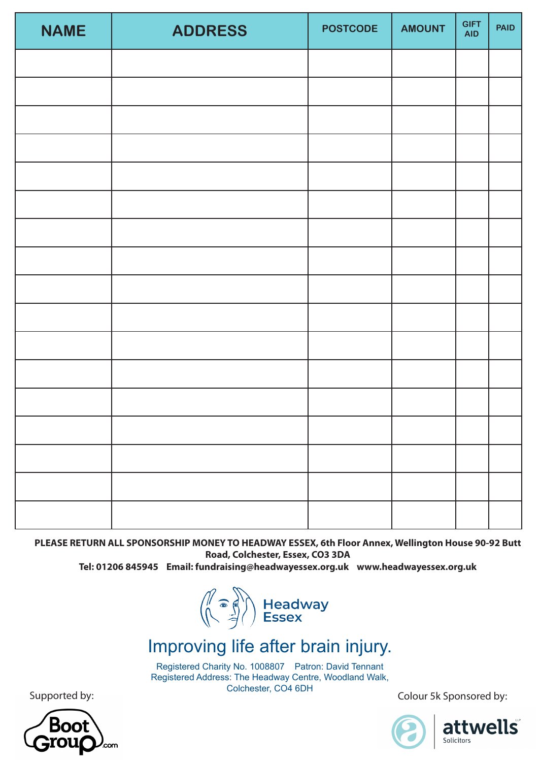| NAME | ADDRESS | POSTCODE | AMOUNT | GIFT AID | PAID |
|---|---|---|---|---|---|
| | | | | | |
| | | | | | |
| | | | | | |
| | | | | | |
| | | | | | |
| | | | | | |
| | | | | | |
| | | | | | |
| | | | | | |
| | | | | | |
| | | | | | |
| | | | | | |
| | | | | | |
| | | | | | |
| | | | | | |
| | | | | | |
| | | | | | |

**PLEASE RETURN ALL SPONSORSHIP MONEY TO HEADWAY ESSEX, 6th Floor Annex, Wellington House 90-92 Butt Road, Colchester, Essex, CO3 3DA**
**Tel: 01206 845945 Email: fundraising@headwayessex.org.uk www.headwayessex.org.uk**

Headway Essex

Improving life after brain injury.

Registered Charity No. 1008807 Patron: David Tennant
Registered Address: The Headway Centre, Woodland Walk, Colchester, CO4 6DH

Supported by:

Boot Group.com

Colour 5k Sponsored by:

attwells Solicitors